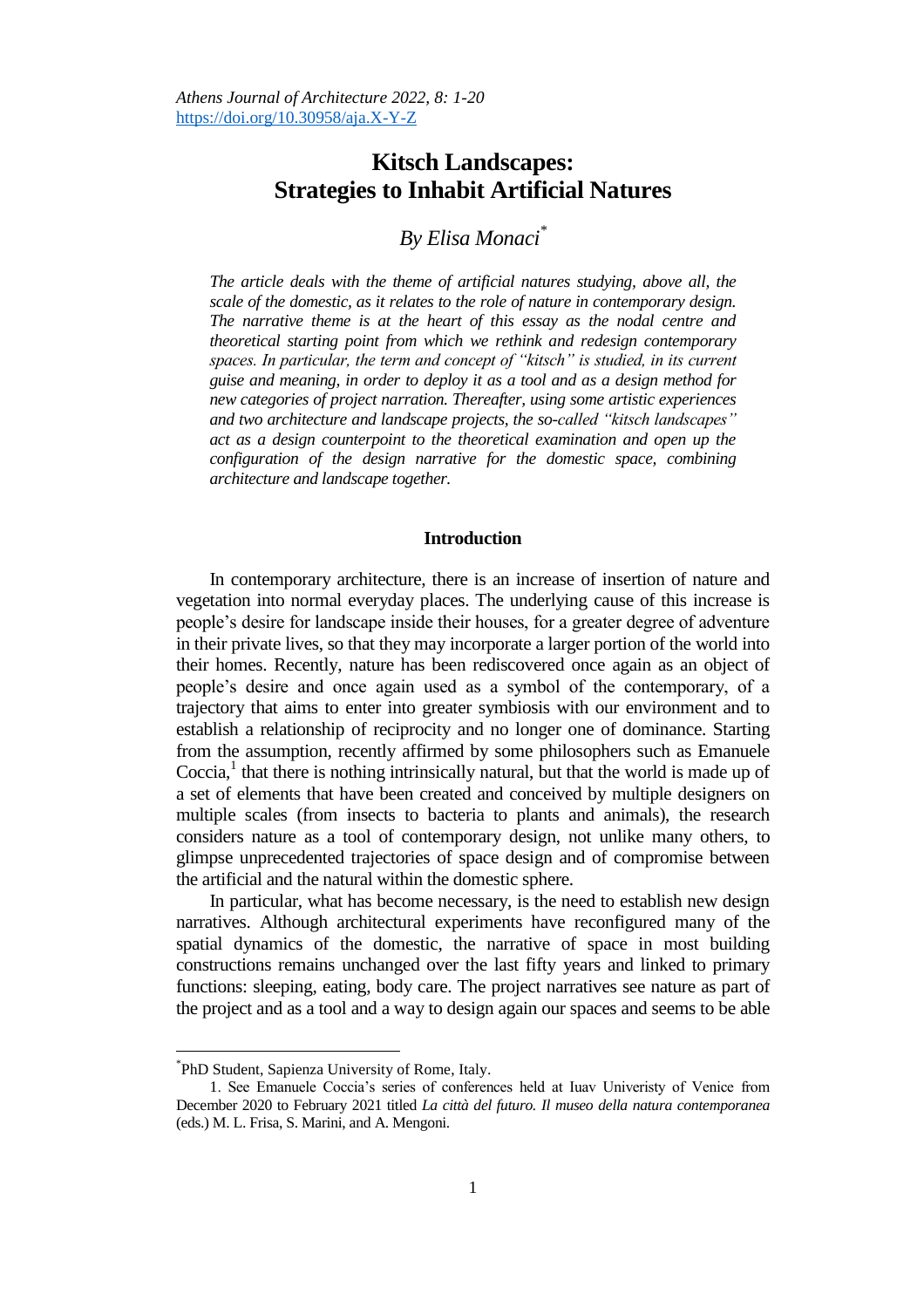# Kitsch Landscapes: Strategies to Inhabit Artificial Natures

*By Elisa Monaci*[*]

*The article deals with the theme of artificial natures studying, above all, the scale of the domestic, as it relates to the role of nature in contemporary design. The narrative theme is at the heart of this essay as the nodal centre and theoretical starting point from which we rethink and redesign contemporary spaces. In particular, the term and concept of "kitsch" is studied, in its current guise and meaning, in order to deploy it as a tool and as a design method for new categories of project narration. Thereafter, using some artistic experiences and two architecture and landscape projects, the so-called "kitsch landscapes" act as a design counterpoint to the theoretical examination and open up the configuration of the design narrative for the domestic space, combining architecture and landscape together.*

## Introduction

In contemporary architecture, there is an increase of insertion of nature and vegetation into normal everyday places. The underlying cause of this increase is people's desire for landscape inside their houses, for a greater degree of adventure in their private lives, so that they may incorporate a larger portion of the world into their homes. Recently, nature has been rediscovered once again as an object of people's desire and once again used as a symbol of the contemporary, of a trajectory that aims to enter into greater symbiosis with our environment and to establish a relationship of reciprocity and no longer one of dominance. Starting from the assumption, recently affirmed by some philosophers such as Emanuele Coccia,[1] that there is nothing intrinsically natural, but that the world is made up of a set of elements that have been created and conceived by multiple designers on multiple scales (from insects to bacteria to plants and animals), the research considers nature as a tool of contemporary design, not unlike many others, to glimpse unprecedented trajectories of space design and of compromise between the artificial and the natural within the domestic sphere.

In particular, what has become necessary, is the need to establish new design narratives. Although architectural experiments have reconfigured many of the spatial dynamics of the domestic, the narrative of space in most building constructions remains unchanged over the last fifty years and linked to primary functions: sleeping, eating, body care. The project narratives see nature as part of the project and as a tool and a way to design again our spaces and seems to be able

---

[*] PhD Student, Sapienza University of Rome, Italy.

1. See Emanuele Coccia's series of conferences held at Iuav Univeristy of Venice from December 2020 to February 2021 titled *La città del futuro. Il museo della natura contemporanea* (eds.) M. L. Frisa, S. Marini, and A. Mengoni.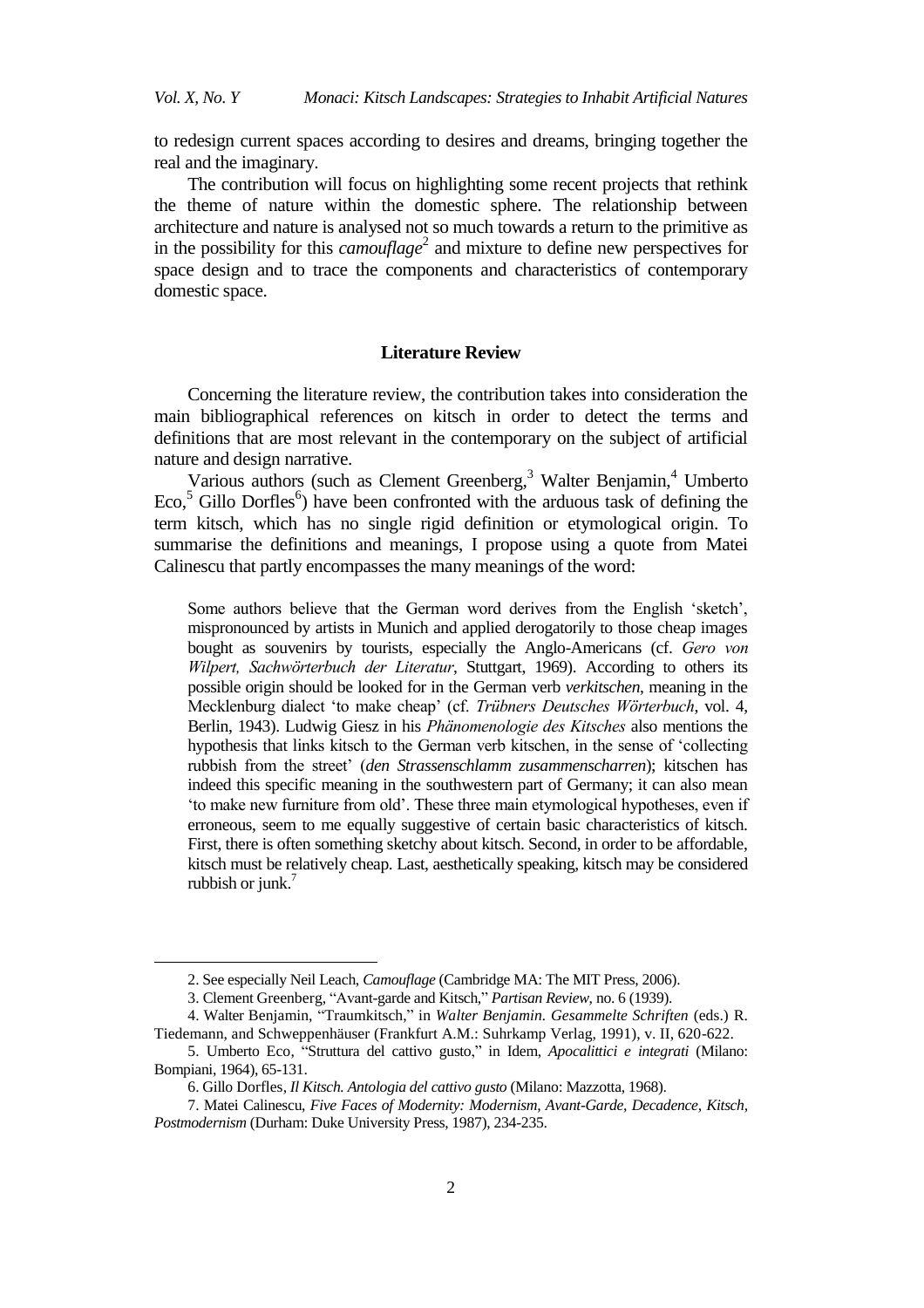to redesign current spaces according to desires and dreams, bringing together the real and the imaginary.

The contribution will focus on highlighting some recent projects that rethink the theme of nature within the domestic sphere. The relationship between architecture and nature is analysed not so much towards a return to the primitive as in the possibility for this *camouflage*[2] and mixture to define new perspectives for space design and to trace the components and characteristics of contemporary domestic space.

## Literature Review

Concerning the literature review, the contribution takes into consideration the main bibliographical references on kitsch in order to detect the terms and definitions that are most relevant in the contemporary on the subject of artificial nature and design narrative.

Various authors (such as Clement Greenberg,[3] Walter Benjamin,[4] Umberto Eco,[5] Gillo Dorfles[6]) have been confronted with the arduous task of defining the term kitsch, which has no single rigid definition or etymological origin. To summarise the definitions and meanings, I propose using a quote from Matei Calinescu that partly encompasses the many meanings of the word:

> Some authors believe that the German word derives from the English 'sketch', mispronounced by artists in Munich and applied derogatorily to those cheap images bought as souvenirs by tourists, especially the Anglo-Americans (cf. *Gero von Wilpert, Sachwörterbuch der Literatur*, Stuttgart, 1969). According to others its possible origin should be looked for in the German verb *verkitschen*, meaning in the Mecklenburg dialect 'to make cheap' (cf. *Trübners Deutsches Wörterbuch*, vol. 4, Berlin, 1943). Ludwig Giesz in his *Phänomenologie des Kitsches* also mentions the hypothesis that links kitsch to the German verb kitschen, in the sense of 'collecting rubbish from the street' (*den Strassenschlamm zusammenscharren*); kitschen has indeed this specific meaning in the southwestern part of Germany; it can also mean 'to make new furniture from old'. These three main etymological hypotheses, even if erroneous, seem to me equally suggestive of certain basic characteristics of kitsch. First, there is often something sketchy about kitsch. Second, in order to be affordable, kitsch must be relatively cheap. Last, aesthetically speaking, kitsch may be considered rubbish or junk.[7]

---

2. See especially Neil Leach, *Camouflage* (Cambridge MA: The MIT Press, 2006).

3. Clement Greenberg, "Avant-garde and Kitsch," *Partisan Review*, no. 6 (1939).

4. Walter Benjamin, "Traumkitsch," in *Walter Benjamin. Gesammelte Schriften* (eds.) R. Tiedemann, and Schweppenhäuser (Frankfurt A.M.: Suhrkamp Verlag, 1991), v. II, 620-622.

5. Umberto Eco, "Struttura del cattivo gusto," in Idem, *Apocalittici e integrati* (Milano: Bompiani, 1964), 65-131.

6. Gillo Dorfles, *Il Kitsch. Antologia del cattivo gusto* (Milano: Mazzotta, 1968).

7. Matei Calinescu, *Five Faces of Modernity: Modernism, Avant-Garde, Decadence, Kitsch, Postmodernism* (Durham: Duke University Press, 1987), 234-235.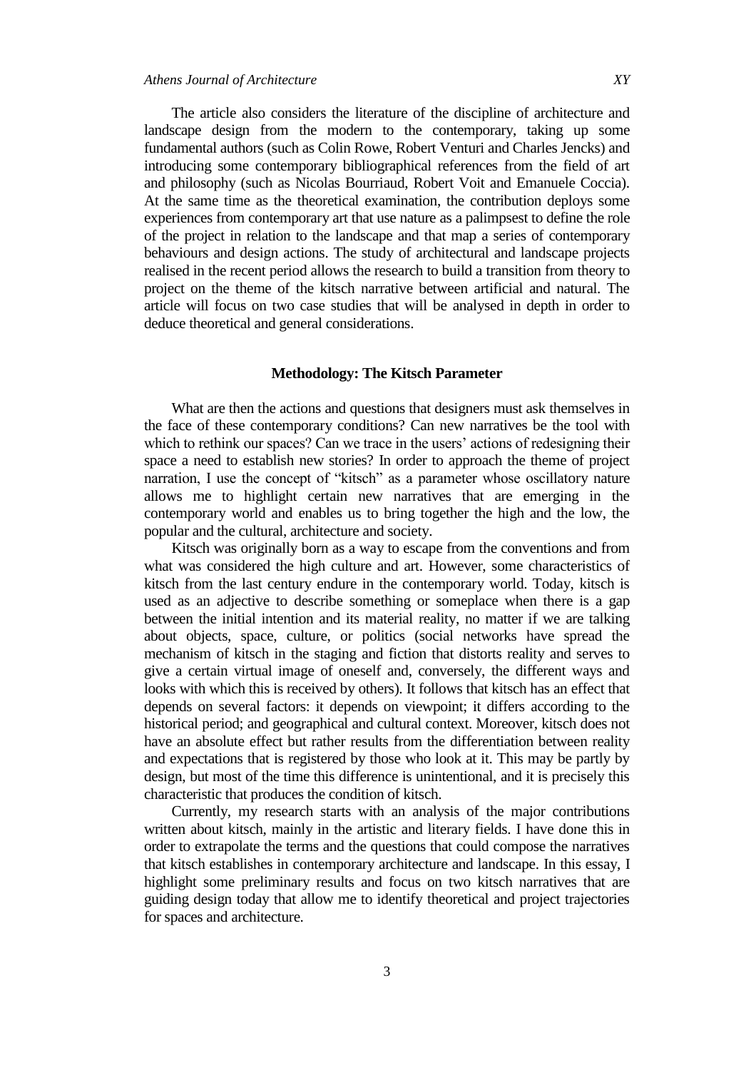The article also considers the literature of the discipline of architecture and landscape design from the modern to the contemporary, taking up some fundamental authors (such as Colin Rowe, Robert Venturi and Charles Jencks) and introducing some contemporary bibliographical references from the field of art and philosophy (such as Nicolas Bourriaud, Robert Voit and Emanuele Coccia). At the same time as the theoretical examination, the contribution deploys some experiences from contemporary art that use nature as a palimpsest to define the role of the project in relation to the landscape and that map a series of contemporary behaviours and design actions. The study of architectural and landscape projects realised in the recent period allows the research to build a transition from theory to project on the theme of the kitsch narrative between artificial and natural. The article will focus on two case studies that will be analysed in depth in order to deduce theoretical and general considerations.

## Methodology: The Kitsch Parameter

What are then the actions and questions that designers must ask themselves in the face of these contemporary conditions? Can new narratives be the tool with which to rethink our spaces? Can we trace in the users' actions of redesigning their space a need to establish new stories? In order to approach the theme of project narration, I use the concept of "kitsch" as a parameter whose oscillatory nature allows me to highlight certain new narratives that are emerging in the contemporary world and enables us to bring together the high and the low, the popular and the cultural, architecture and society.

Kitsch was originally born as a way to escape from the conventions and from what was considered the high culture and art. However, some characteristics of kitsch from the last century endure in the contemporary world. Today, kitsch is used as an adjective to describe something or someplace when there is a gap between the initial intention and its material reality, no matter if we are talking about objects, space, culture, or politics (social networks have spread the mechanism of kitsch in the staging and fiction that distorts reality and serves to give a certain virtual image of oneself and, conversely, the different ways and looks with which this is received by others). It follows that kitsch has an effect that depends on several factors: it depends on viewpoint; it differs according to the historical period; and geographical and cultural context. Moreover, kitsch does not have an absolute effect but rather results from the differentiation between reality and expectations that is registered by those who look at it. This may be partly by design, but most of the time this difference is unintentional, and it is precisely this characteristic that produces the condition of kitsch.

Currently, my research starts with an analysis of the major contributions written about kitsch, mainly in the artistic and literary fields. I have done this in order to extrapolate the terms and the questions that could compose the narratives that kitsch establishes in contemporary architecture and landscape. In this essay, I highlight some preliminary results and focus on two kitsch narratives that are guiding design today that allow me to identify theoretical and project trajectories for spaces and architecture.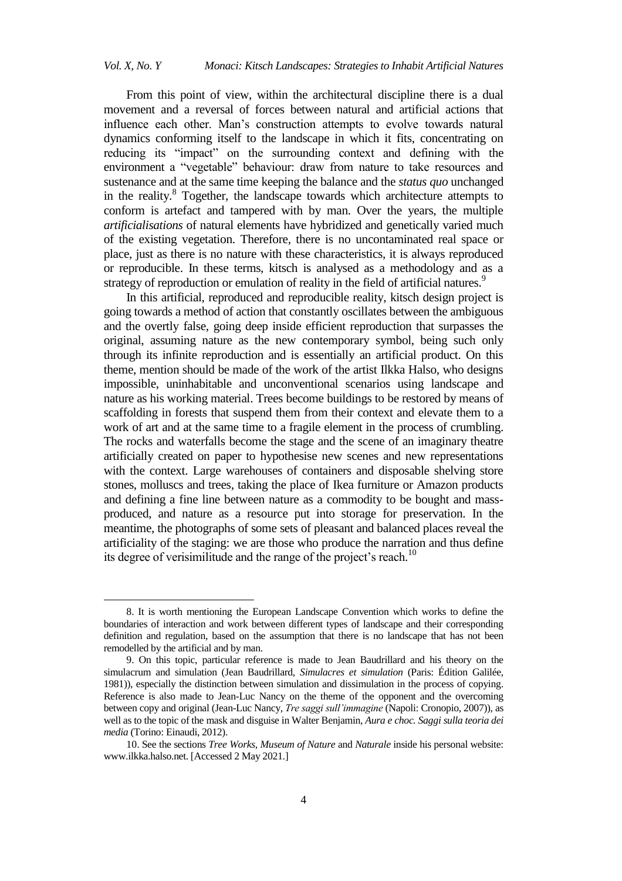From this point of view, within the architectural discipline there is a dual movement and a reversal of forces between natural and artificial actions that influence each other. Man's construction attempts to evolve towards natural dynamics conforming itself to the landscape in which it fits, concentrating on reducing its "impact" on the surrounding context and defining with the environment a "vegetable" behaviour: draw from nature to take resources and sustenance and at the same time keeping the balance and the *status quo* unchanged in the reality.[8] Together, the landscape towards which architecture attempts to conform is artefact and tampered with by man. Over the years, the multiple *artificialisations* of natural elements have hybridized and genetically varied much of the existing vegetation. Therefore, there is no uncontaminated real space or place, just as there is no nature with these characteristics, it is always reproduced or reproducible. In these terms, kitsch is analysed as a methodology and as a strategy of reproduction or emulation of reality in the field of artificial natures.[9]

In this artificial, reproduced and reproducible reality, kitsch design project is going towards a method of action that constantly oscillates between the ambiguous and the overtly false, going deep inside efficient reproduction that surpasses the original, assuming nature as the new contemporary symbol, being such only through its infinite reproduction and is essentially an artificial product. On this theme, mention should be made of the work of the artist Ilkka Halso, who designs impossible, uninhabitable and unconventional scenarios using landscape and nature as his working material. Trees become buildings to be restored by means of scaffolding in forests that suspend them from their context and elevate them to a work of art and at the same time to a fragile element in the process of crumbling. The rocks and waterfalls become the stage and the scene of an imaginary theatre artificially created on paper to hypothesise new scenes and new representations with the context. Large warehouses of containers and disposable shelving store stones, molluscs and trees, taking the place of Ikea furniture or Amazon products and defining a fine line between nature as a commodity to be bought and mass-produced, and nature as a resource put into storage for preservation. In the meantime, the photographs of some sets of pleasant and balanced places reveal the artificiality of the staging: we are those who produce the narration and thus define its degree of verisimilitude and the range of the project's reach.[10]

---

8. It is worth mentioning the European Landscape Convention which works to define the boundaries of interaction and work between different types of landscape and their corresponding definition and regulation, based on the assumption that there is no landscape that has not been remodelled by the artificial and by man.

9. On this topic, particular reference is made to Jean Baudrillard and his theory on the simulacrum and simulation (Jean Baudrillard, *Simulacres et simulation* (Paris: Édition Galilée, 1981)), especially the distinction between simulation and dissimulation in the process of copying. Reference is also made to Jean-Luc Nancy on the theme of the opponent and the overcoming between copy and original (Jean-Luc Nancy, *Tre saggi sull'immagine* (Napoli: Cronopio, 2007)), as well as to the topic of the mask and disguise in Walter Benjamin, *Aura e choc. Saggi sulla teoria dei media* (Torino: Einaudi, 2012).

10. See the sections *Tree Works*, *Museum of Nature* and *Naturale* inside his personal website: www.ilkka.halso.net. [Accessed 2 May 2021.]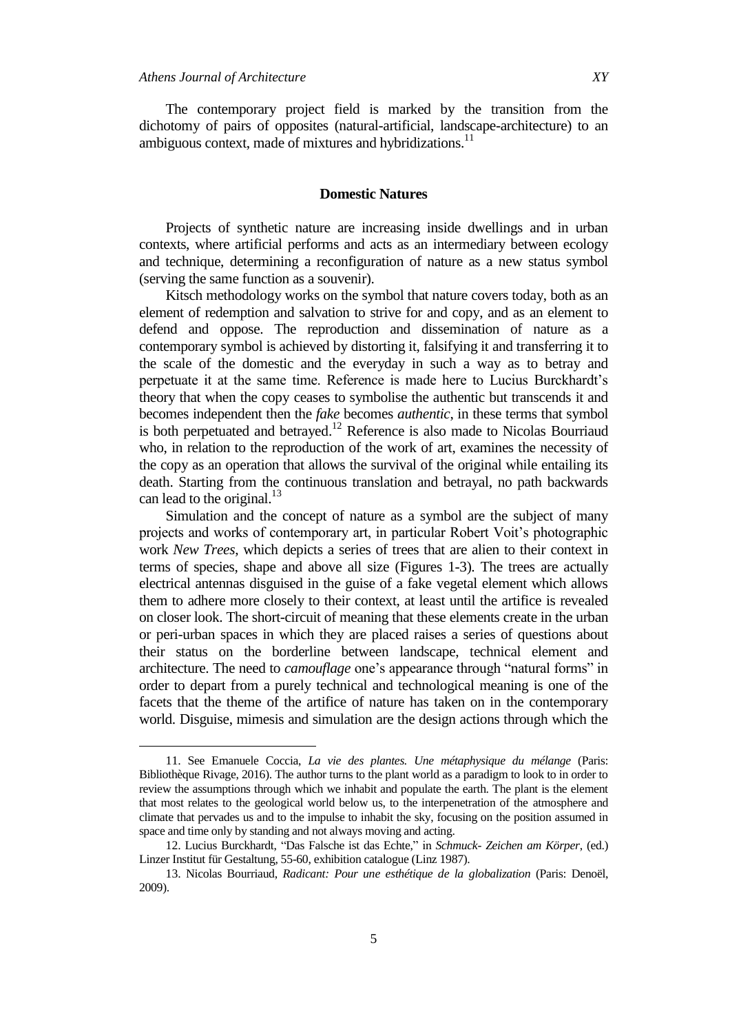The contemporary project field is marked by the transition from the dichotomy of pairs of opposites (natural-artificial, landscape-architecture) to an ambiguous context, made of mixtures and hybridizations.[11]

## Domestic Natures

Projects of synthetic nature are increasing inside dwellings and in urban contexts, where artificial performs and acts as an intermediary between ecology and technique, determining a reconfiguration of nature as a new status symbol (serving the same function as a souvenir).

Kitsch methodology works on the symbol that nature covers today, both as an element of redemption and salvation to strive for and copy, and as an element to defend and oppose. The reproduction and dissemination of nature as a contemporary symbol is achieved by distorting it, falsifying it and transferring it to the scale of the domestic and the everyday in such a way as to betray and perpetuate it at the same time. Reference is made here to Lucius Burckhardt's theory that when the copy ceases to symbolise the authentic but transcends it and becomes independent then the *fake* becomes *authentic*, in these terms that symbol is both perpetuated and betrayed.[12] Reference is also made to Nicolas Bourriaud who, in relation to the reproduction of the work of art, examines the necessity of the copy as an operation that allows the survival of the original while entailing its death. Starting from the continuous translation and betrayal, no path backwards can lead to the original.[13]

Simulation and the concept of nature as a symbol are the subject of many projects and works of contemporary art, in particular Robert Voit's photographic work *New Trees*, which depicts a series of trees that are alien to their context in terms of species, shape and above all size (Figures 1-3). The trees are actually electrical antennas disguised in the guise of a fake vegetal element which allows them to adhere more closely to their context, at least until the artifice is revealed on closer look. The short-circuit of meaning that these elements create in the urban or peri-urban spaces in which they are placed raises a series of questions about their status on the borderline between landscape, technical element and architecture. The need to *camouflage* one's appearance through "natural forms" in order to depart from a purely technical and technological meaning is one of the facets that the theme of the artifice of nature has taken on in the contemporary world. Disguise, mimesis and simulation are the design actions through which the

---

11. See Emanuele Coccia, *La vie des plantes. Une métaphysique du mélange* (Paris: Bibliothèque Rivage, 2016). The author turns to the plant world as a paradigm to look to in order to review the assumptions through which we inhabit and populate the earth. The plant is the element that most relates to the geological world below us, to the interpenetration of the atmosphere and climate that pervades us and to the impulse to inhabit the sky, focusing on the position assumed in space and time only by standing and not always moving and acting.

12. Lucius Burckhardt, "Das Falsche ist das Echte," in *Schmuck- Zeichen am Körper*, (ed.) Linzer Institut für Gestaltung, 55-60, exhibition catalogue (Linz 1987).

13. Nicolas Bourriaud, *Radicant: Pour une esthétique de la globalization* (Paris: Denoël, 2009).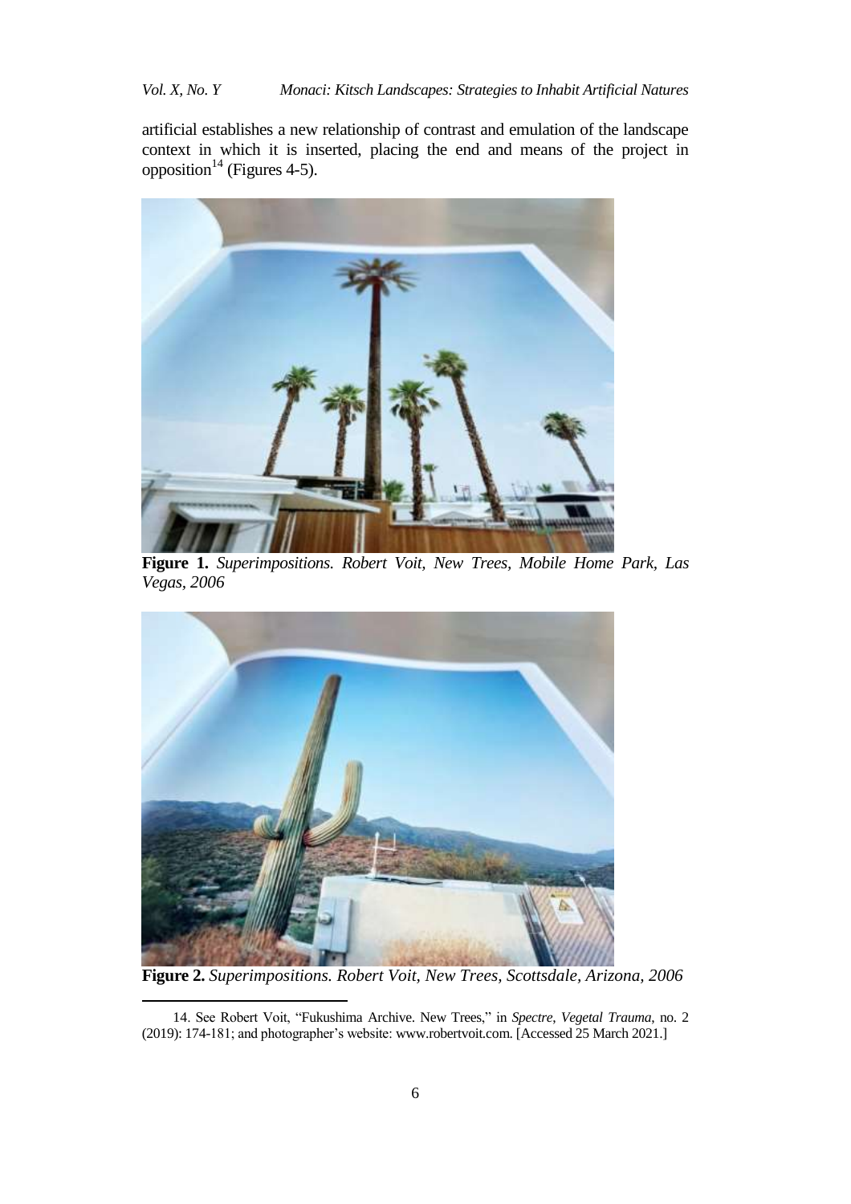artificial establishes a new relationship of contrast and emulation of the landscape context in which it is inserted, placing the end and means of the project in opposition[14] (Figures 4-5).

**Figure 1.** *Superimpositions. Robert Voit, New Trees, Mobile Home Park, Las Vegas, 2006*

**Figure 2.** *Superimpositions. Robert Voit, New Trees, Scottsdale, Arizona, 2006*

---

14. See Robert Voit, "Fukushima Archive. New Trees," in *Spectre*, *Vegetal Trauma*, no. 2 (2019): 174-181; and photographer's website: www.robertvoit.com. [Accessed 25 March 2021.]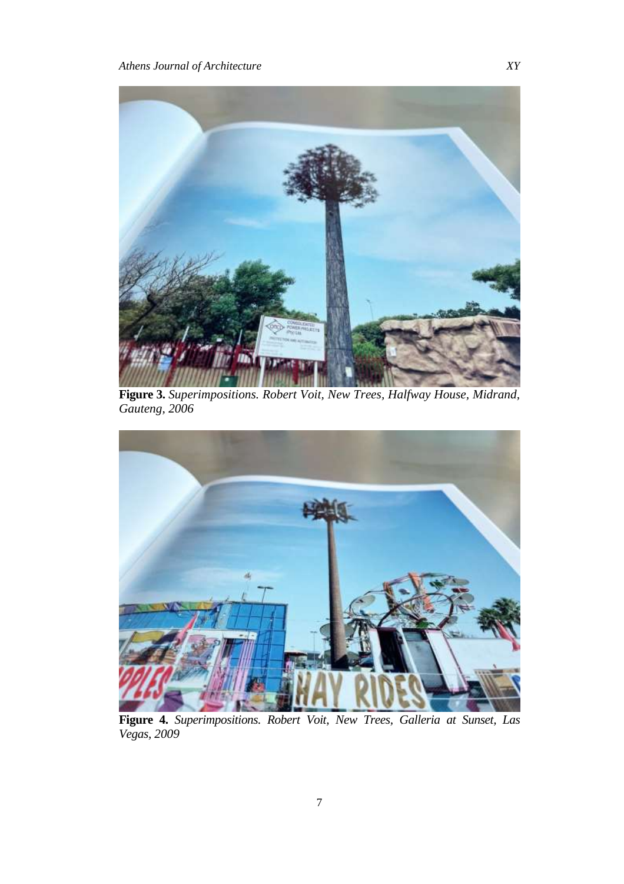**Figure 3.** *Superimpositions. Robert Voit, New Trees, Halfway House, Midrand, Gauteng, 2006*

**Figure 4.** *Superimpositions. Robert Voit, New Trees, Galleria at Sunset, Las Vegas, 2009*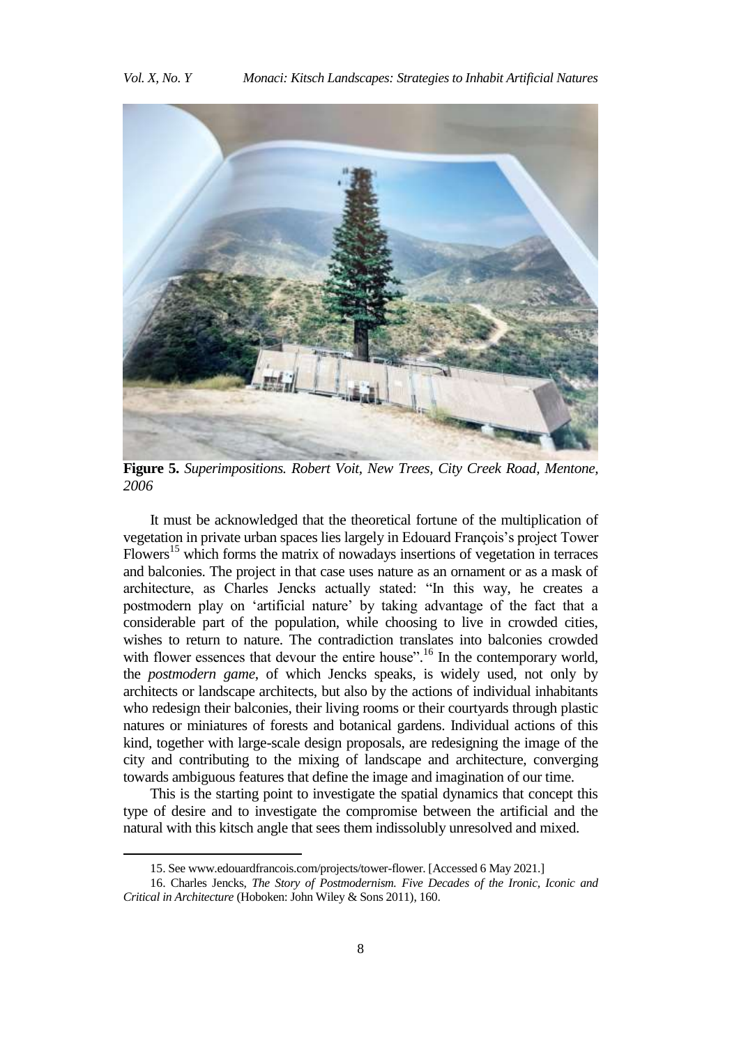**Figure 5.** *Superimpositions. Robert Voit, New Trees, City Creek Road, Mentone, 2006*

It must be acknowledged that the theoretical fortune of the multiplication of vegetation in private urban spaces lies largely in Edouard François's project Tower Flowers[15] which forms the matrix of nowadays insertions of vegetation in terraces and balconies. The project in that case uses nature as an ornament or as a mask of architecture, as Charles Jencks actually stated: "In this way, he creates a postmodern play on 'artificial nature' by taking advantage of the fact that a considerable part of the population, while choosing to live in crowded cities, wishes to return to nature. The contradiction translates into balconies crowded with flower essences that devour the entire house".[16] In the contemporary world, the *postmodern game*, of which Jencks speaks, is widely used, not only by architects or landscape architects, but also by the actions of individual inhabitants who redesign their balconies, their living rooms or their courtyards through plastic natures or miniatures of forests and botanical gardens. Individual actions of this kind, together with large-scale design proposals, are redesigning the image of the city and contributing to the mixing of landscape and architecture, converging towards ambiguous features that define the image and imagination of our time.

This is the starting point to investigate the spatial dynamics that concept this type of desire and to investigate the compromise between the artificial and the natural with this kitsch angle that sees them indissolubly unresolved and mixed.

---

15. See www.edouardfrancois.com/projects/tower-flower. [Accessed 6 May 2021.]

16. Charles Jencks, *The Story of Postmodernism. Five Decades of the Ironic, Iconic and Critical in Architecture* (Hoboken: John Wiley & Sons 2011), 160.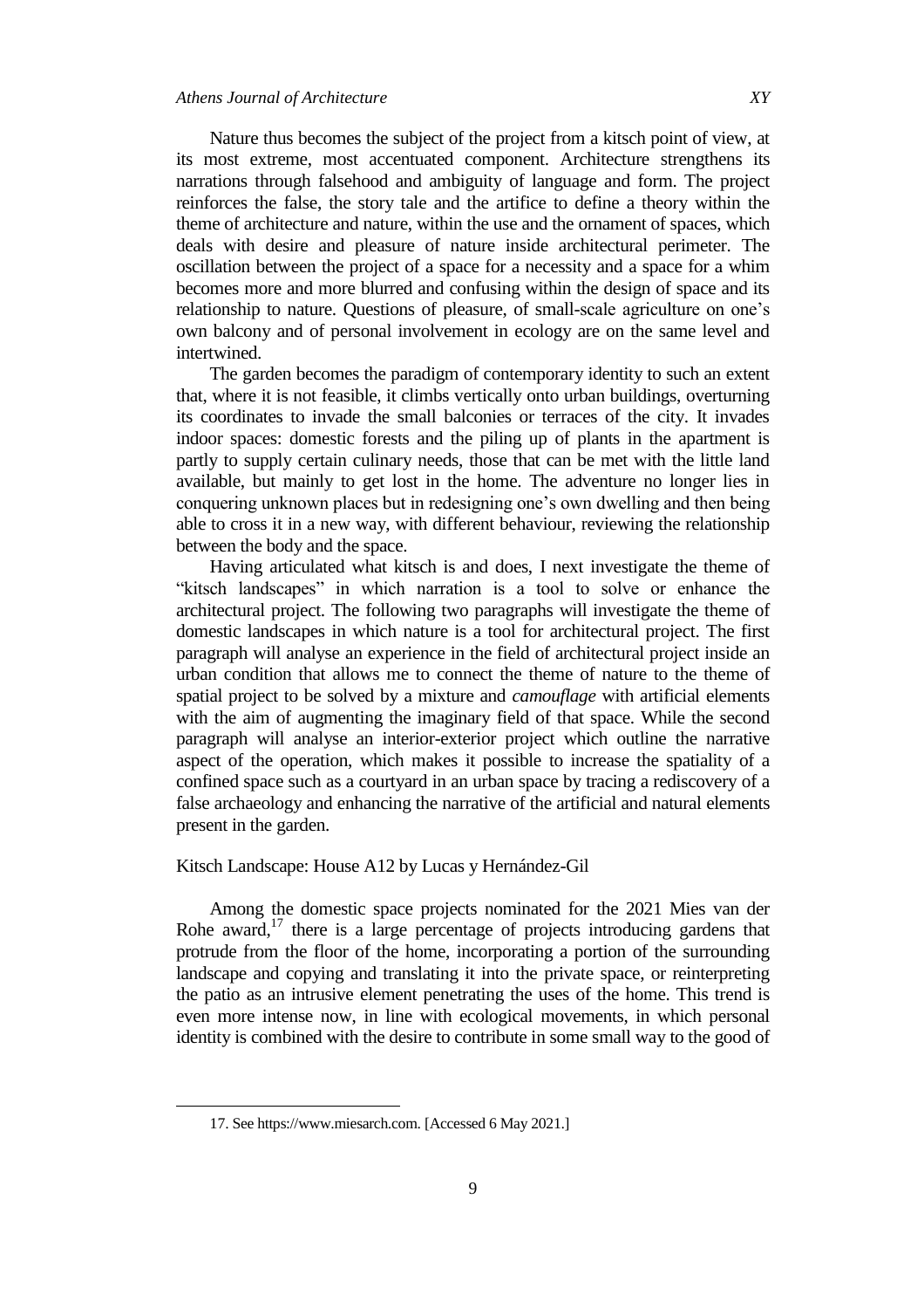Nature thus becomes the subject of the project from a kitsch point of view, at its most extreme, most accentuated component. Architecture strengthens its narrations through falsehood and ambiguity of language and form. The project reinforces the false, the story tale and the artifice to define a theory within the theme of architecture and nature, within the use and the ornament of spaces, which deals with desire and pleasure of nature inside architectural perimeter. The oscillation between the project of a space for a necessity and a space for a whim becomes more and more blurred and confusing within the design of space and its relationship to nature. Questions of pleasure, of small-scale agriculture on one's own balcony and of personal involvement in ecology are on the same level and intertwined.

The garden becomes the paradigm of contemporary identity to such an extent that, where it is not feasible, it climbs vertically onto urban buildings, overturning its coordinates to invade the small balconies or terraces of the city. It invades indoor spaces: domestic forests and the piling up of plants in the apartment is partly to supply certain culinary needs, those that can be met with the little land available, but mainly to get lost in the home. The adventure no longer lies in conquering unknown places but in redesigning one's own dwelling and then being able to cross it in a new way, with different behaviour, reviewing the relationship between the body and the space.

Having articulated what kitsch is and does, I next investigate the theme of "kitsch landscapes" in which narration is a tool to solve or enhance the architectural project. The following two paragraphs will investigate the theme of domestic landscapes in which nature is a tool for architectural project. The first paragraph will analyse an experience in the field of architectural project inside an urban condition that allows me to connect the theme of nature to the theme of spatial project to be solved by a mixture and *camouflage* with artificial elements with the aim of augmenting the imaginary field of that space. While the second paragraph will analyse an interior-exterior project which outline the narrative aspect of the operation, which makes it possible to increase the spatiality of a confined space such as a courtyard in an urban space by tracing a rediscovery of a false archaeology and enhancing the narrative of the artificial and natural elements present in the garden.

## Kitsch Landscape: House A12 by Lucas y Hernández-Gil

Among the domestic space projects nominated for the 2021 Mies van der Rohe award,[17] there is a large percentage of projects introducing gardens that protrude from the floor of the home, incorporating a portion of the surrounding landscape and copying and translating it into the private space, or reinterpreting the patio as an intrusive element penetrating the uses of the home. This trend is even more intense now, in line with ecological movements, in which personal identity is combined with the desire to contribute in some small way to the good of

---

17. See https://www.miesarch.com. [Accessed 6 May 2021.]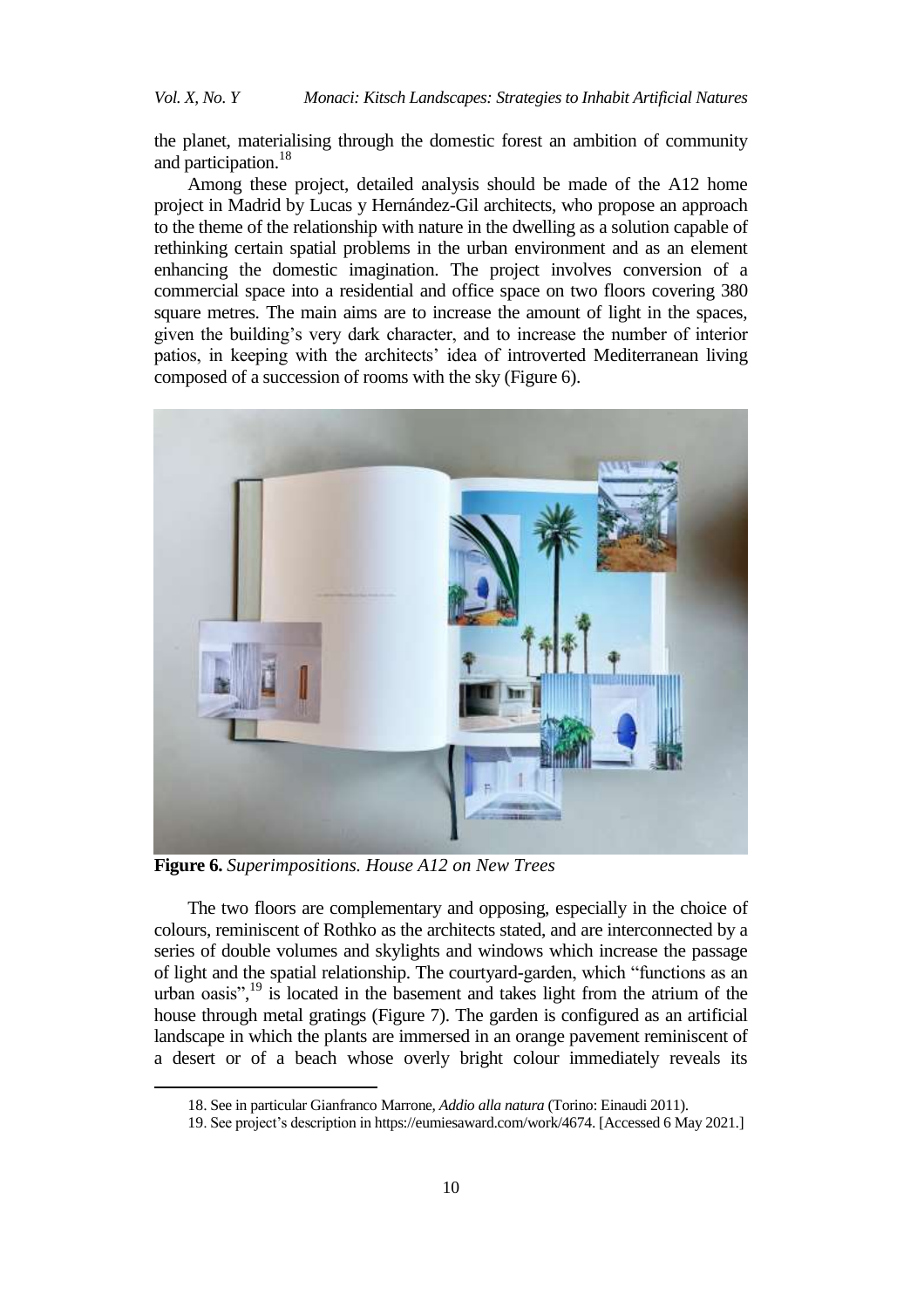the planet, materialising through the domestic forest an ambition of community and participation.[18]

Among these project, detailed analysis should be made of the A12 home project in Madrid by Lucas y Hernández-Gil architects, who propose an approach to the theme of the relationship with nature in the dwelling as a solution capable of rethinking certain spatial problems in the urban environment and as an element enhancing the domestic imagination. The project involves conversion of a commercial space into a residential and office space on two floors covering 380 square metres. The main aims are to increase the amount of light in the spaces, given the building's very dark character, and to increase the number of interior patios, in keeping with the architects' idea of introverted Mediterranean living composed of a succession of rooms with the sky (Figure 6).

**Figure 6.** *Superimpositions. House A12 on New Trees*

The two floors are complementary and opposing, especially in the choice of colours, reminiscent of Rothko as the architects stated, and are interconnected by a series of double volumes and skylights and windows which increase the passage of light and the spatial relationship. The courtyard-garden, which "functions as an urban oasis",[19] is located in the basement and takes light from the atrium of the house through metal gratings (Figure 7). The garden is configured as an artificial landscape in which the plants are immersed in an orange pavement reminiscent of a desert or of a beach whose overly bright colour immediately reveals its

18. See in particular Gianfranco Marrone, *Addio alla natura* (Torino: Einaudi 2011).

19. See project's description in https://eumiesaward.com/work/4674. [Accessed 6 May 2021.]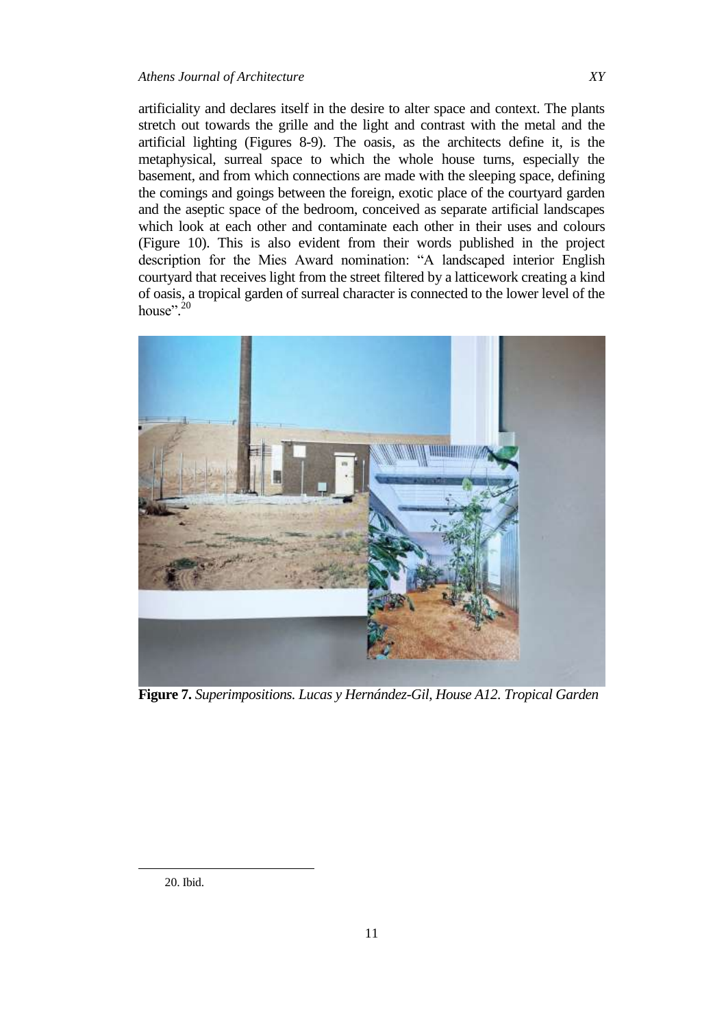artificiality and declares itself in the desire to alter space and context. The plants stretch out towards the grille and the light and contrast with the metal and the artificial lighting (Figures 8-9). The oasis, as the architects define it, is the metaphysical, surreal space to which the whole house turns, especially the basement, and from which connections are made with the sleeping space, defining the comings and goings between the foreign, exotic place of the courtyard garden and the aseptic space of the bedroom, conceived as separate artificial landscapes which look at each other and contaminate each other in their uses and colours (Figure 10). This is also evident from their words published in the project description for the Mies Award nomination: "A landscaped interior English courtyard that receives light from the street filtered by a latticework creating a kind of oasis, a tropical garden of surreal character is connected to the lower level of the house".[20]

**Figure 7.** *Superimpositions. Lucas y Hernández-Gil, House A12. Tropical Garden*

20. Ibid.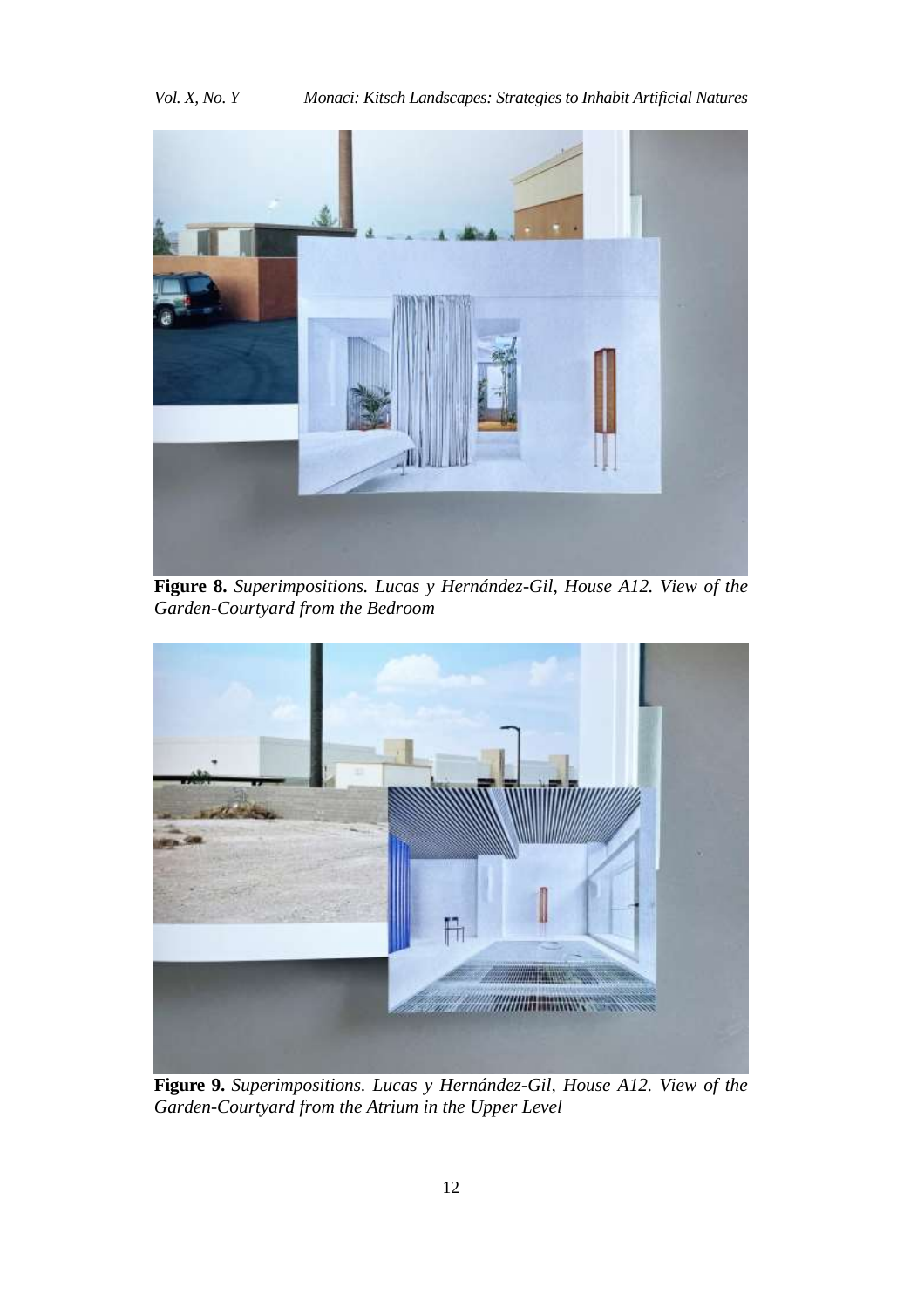**Figure 8.** *Superimpositions. Lucas y Hernández-Gil, House A12. View of the Garden-Courtyard from the Bedroom*

**Figure 9.** *Superimpositions. Lucas y Hernández-Gil, House A12. View of the Garden-Courtyard from the Atrium in the Upper Level*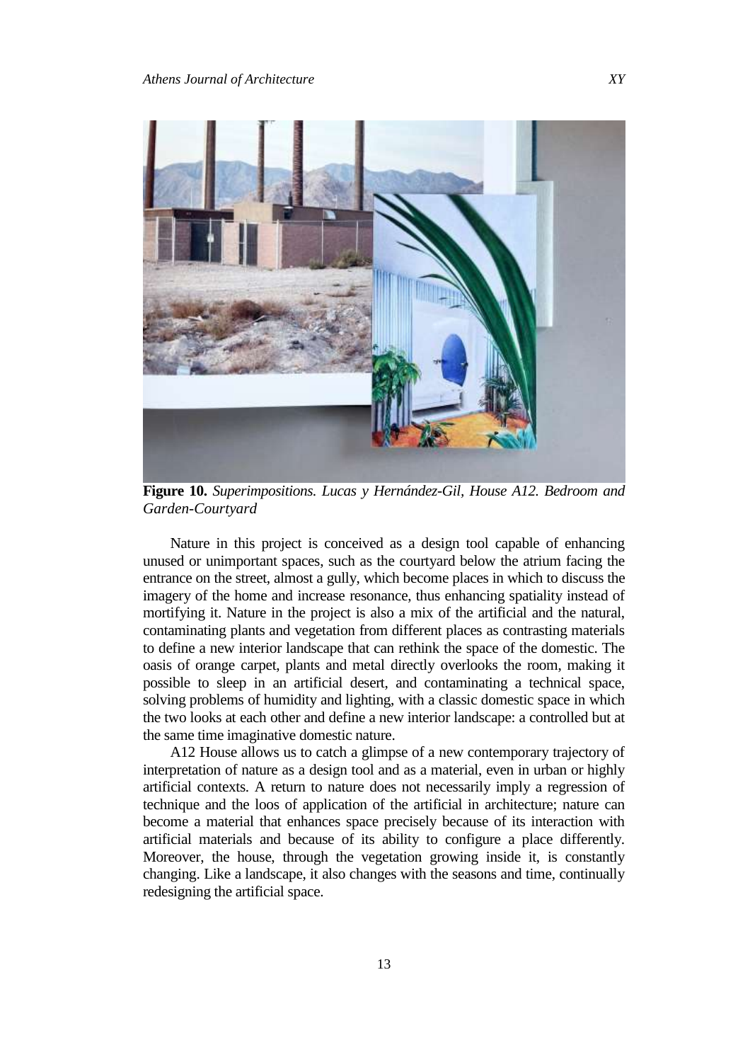**Figure 10.** *Superimpositions. Lucas y Hernández-Gil, House A12. Bedroom and Garden-Courtyard*

Nature in this project is conceived as a design tool capable of enhancing unused or unimportant spaces, such as the courtyard below the atrium facing the entrance on the street, almost a gully, which become places in which to discuss the imagery of the home and increase resonance, thus enhancing spatiality instead of mortifying it. Nature in the project is also a mix of the artificial and the natural, contaminating plants and vegetation from different places as contrasting materials to define a new interior landscape that can rethink the space of the domestic. The oasis of orange carpet, plants and metal directly overlooks the room, making it possible to sleep in an artificial desert, and contaminating a technical space, solving problems of humidity and lighting, with a classic domestic space in which the two looks at each other and define a new interior landscape: a controlled but at the same time imaginative domestic nature.

A12 House allows us to catch a glimpse of a new contemporary trajectory of interpretation of nature as a design tool and as a material, even in urban or highly artificial contexts. A return to nature does not necessarily imply a regression of technique and the loos of application of the artificial in architecture; nature can become a material that enhances space precisely because of its interaction with artificial materials and because of its ability to configure a place differently. Moreover, the house, through the vegetation growing inside it, is constantly changing. Like a landscape, it also changes with the seasons and time, continually redesigning the artificial space.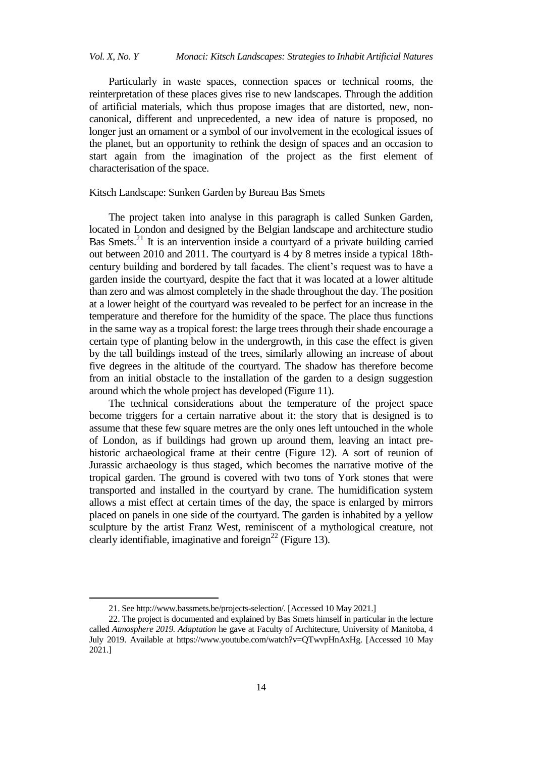Particularly in waste spaces, connection spaces or technical rooms, the reinterpretation of these places gives rise to new landscapes. Through the addition of artificial materials, which thus propose images that are distorted, new, non-canonical, different and unprecedented, a new idea of nature is proposed, no longer just an ornament or a symbol of our involvement in the ecological issues of the planet, but an opportunity to rethink the design of spaces and an occasion to start again from the imagination of the project as the first element of characterisation of the space.

## Kitsch Landscape: Sunken Garden by Bureau Bas Smets

The project taken into analyse in this paragraph is called Sunken Garden, located in London and designed by the Belgian landscape and architecture studio Bas Smets.[21] It is an intervention inside a courtyard of a private building carried out between 2010 and 2011. The courtyard is 4 by 8 metres inside a typical 18th-century building and bordered by tall facades. The client's request was to have a garden inside the courtyard, despite the fact that it was located at a lower altitude than zero and was almost completely in the shade throughout the day. The position at a lower height of the courtyard was revealed to be perfect for an increase in the temperature and therefore for the humidity of the space. The place thus functions in the same way as a tropical forest: the large trees through their shade encourage a certain type of planting below in the undergrowth, in this case the effect is given by the tall buildings instead of the trees, similarly allowing an increase of about five degrees in the altitude of the courtyard. The shadow has therefore become from an initial obstacle to the installation of the garden to a design suggestion around which the whole project has developed (Figure 11).

The technical considerations about the temperature of the project space become triggers for a certain narrative about it: the story that is designed is to assume that these few square metres are the only ones left untouched in the whole of London, as if buildings had grown up around them, leaving an intact pre-historic archaeological frame at their centre (Figure 12). A sort of reunion of Jurassic archaeology is thus staged, which becomes the narrative motive of the tropical garden. The ground is covered with two tons of York stones that were transported and installed in the courtyard by crane. The humidification system allows a mist effect at certain times of the day, the space is enlarged by mirrors placed on panels in one side of the courtyard. The garden is inhabited by a yellow sculpture by the artist Franz West, reminiscent of a mythological creature, not clearly identifiable, imaginative and foreign[22] (Figure 13).

---

21. See http://www.bassmets.be/projects-selection/. [Accessed 10 May 2021.]

22. The project is documented and explained by Bas Smets himself in particular in the lecture called *Atmosphere 2019. Adaptation* he gave at Faculty of Architecture, University of Manitoba, 4 July 2019. Available at https://www.youtube.com/watch?v=QTwvpHnAxHg. [Accessed 10 May 2021.]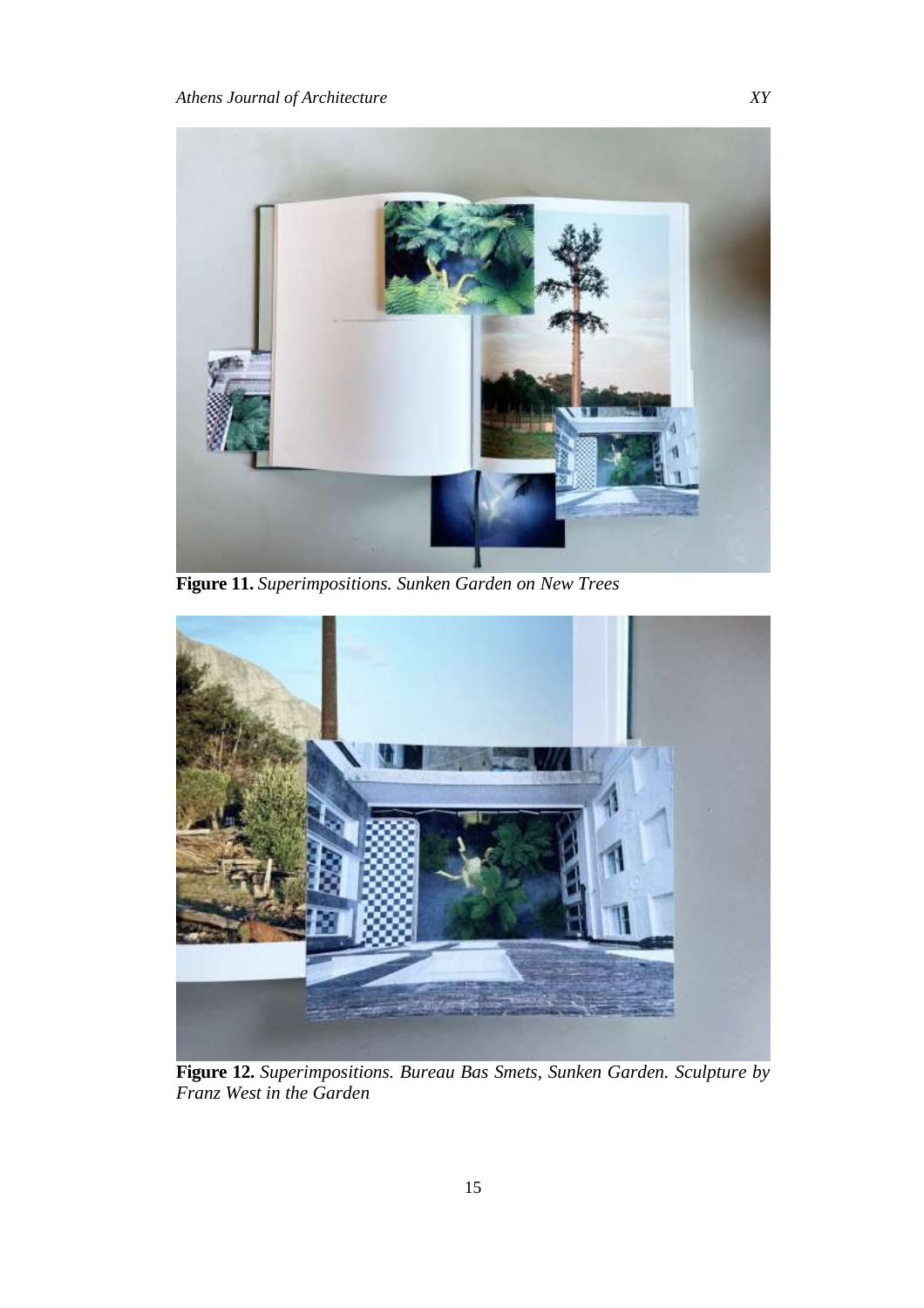**Figure 11.** *Superimpositions. Sunken Garden on New Trees*

**Figure 12.** *Superimpositions. Bureau Bas Smets, Sunken Garden. Sculpture by Franz West in the Garden*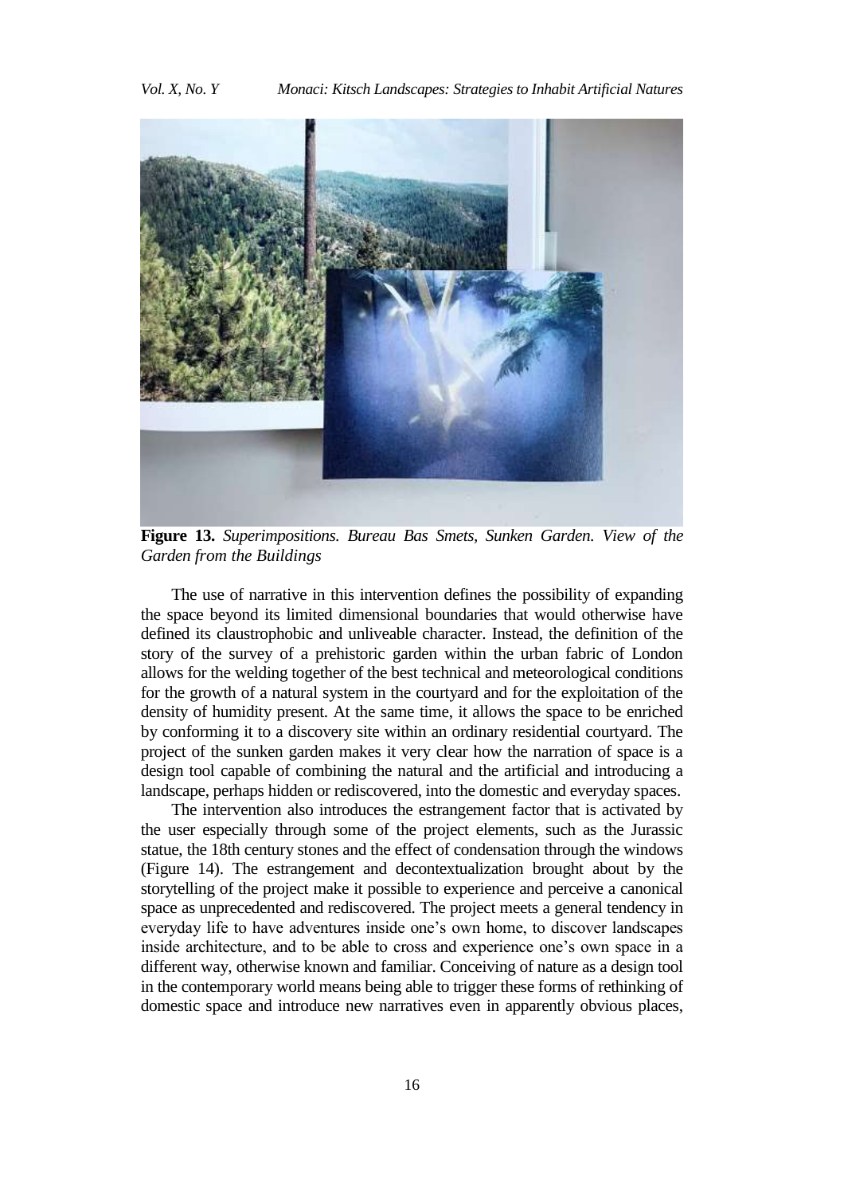**Figure 13.** *Superimpositions. Bureau Bas Smets, Sunken Garden. View of the Garden from the Buildings*

The use of narrative in this intervention defines the possibility of expanding the space beyond its limited dimensional boundaries that would otherwise have defined its claustrophobic and unliveable character. Instead, the definition of the story of the survey of a prehistoric garden within the urban fabric of London allows for the welding together of the best technical and meteorological conditions for the growth of a natural system in the courtyard and for the exploitation of the density of humidity present. At the same time, it allows the space to be enriched by conforming it to a discovery site within an ordinary residential courtyard. The project of the sunken garden makes it very clear how the narration of space is a design tool capable of combining the natural and the artificial and introducing a landscape, perhaps hidden or rediscovered, into the domestic and everyday spaces.

The intervention also introduces the estrangement factor that is activated by the user especially through some of the project elements, such as the Jurassic statue, the 18th century stones and the effect of condensation through the windows (Figure 14). The estrangement and decontextualization brought about by the storytelling of the project make it possible to experience and perceive a canonical space as unprecedented and rediscovered. The project meets a general tendency in everyday life to have adventures inside one's own home, to discover landscapes inside architecture, and to be able to cross and experience one's own space in a different way, otherwise known and familiar. Conceiving of nature as a design tool in the contemporary world means being able to trigger these forms of rethinking of domestic space and introduce new narratives even in apparently obvious places,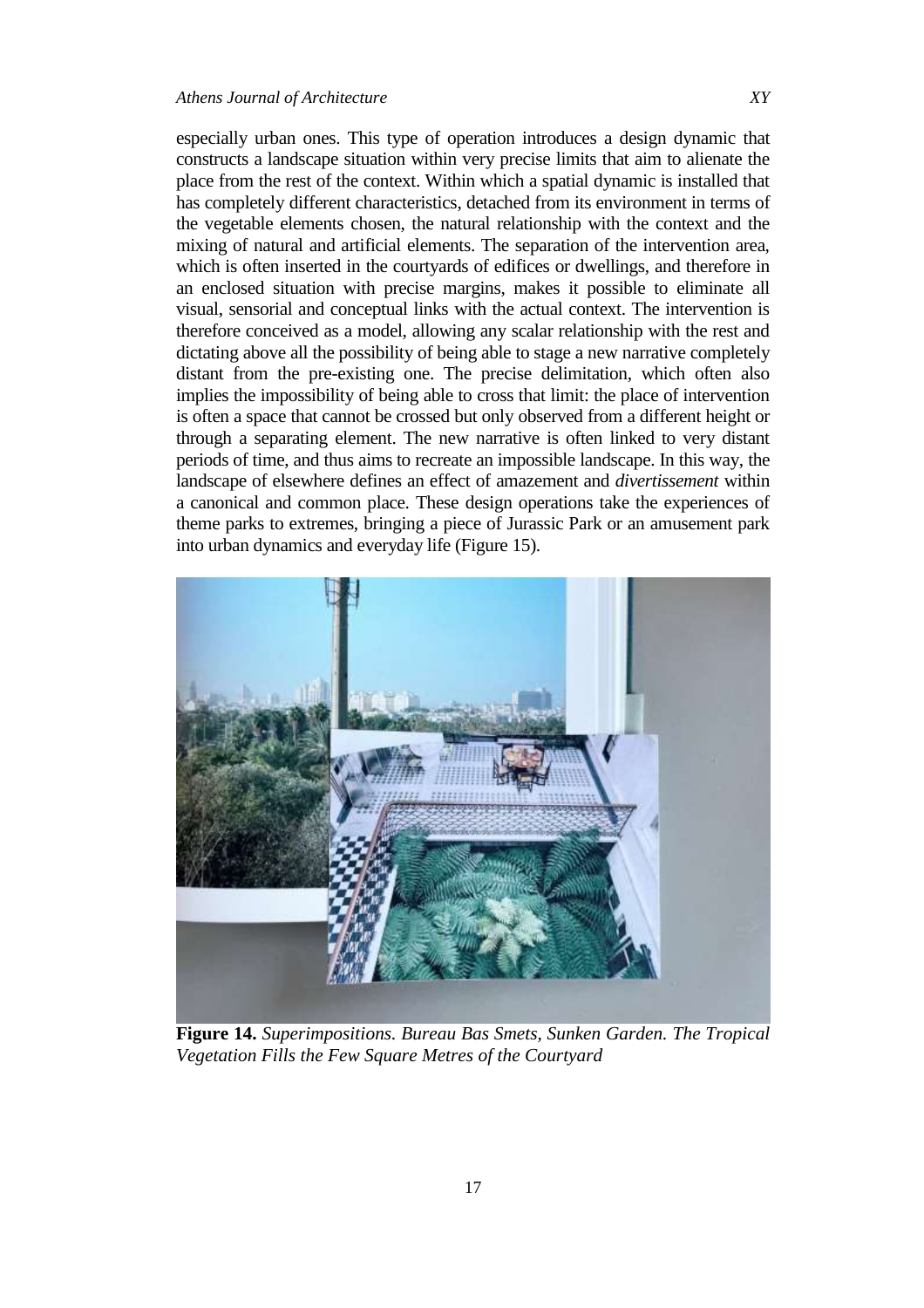especially urban ones. This type of operation introduces a design dynamic that constructs a landscape situation within very precise limits that aim to alienate the place from the rest of the context. Within which a spatial dynamic is installed that has completely different characteristics, detached from its environment in terms of the vegetable elements chosen, the natural relationship with the context and the mixing of natural and artificial elements. The separation of the intervention area, which is often inserted in the courtyards of edifices or dwellings, and therefore in an enclosed situation with precise margins, makes it possible to eliminate all visual, sensorial and conceptual links with the actual context. The intervention is therefore conceived as a model, allowing any scalar relationship with the rest and dictating above all the possibility of being able to stage a new narrative completely distant from the pre-existing one. The precise delimitation, which often also implies the impossibility of being able to cross that limit: the place of intervention is often a space that cannot be crossed but only observed from a different height or through a separating element. The new narrative is often linked to very distant periods of time, and thus aims to recreate an impossible landscape. In this way, the landscape of elsewhere defines an effect of amazement and *divertissement* within a canonical and common place. These design operations take the experiences of theme parks to extremes, bringing a piece of Jurassic Park or an amusement park into urban dynamics and everyday life (Figure 15).

**Figure 14.** *Superimpositions. Bureau Bas Smets, Sunken Garden. The Tropical Vegetation Fills the Few Square Metres of the Courtyard*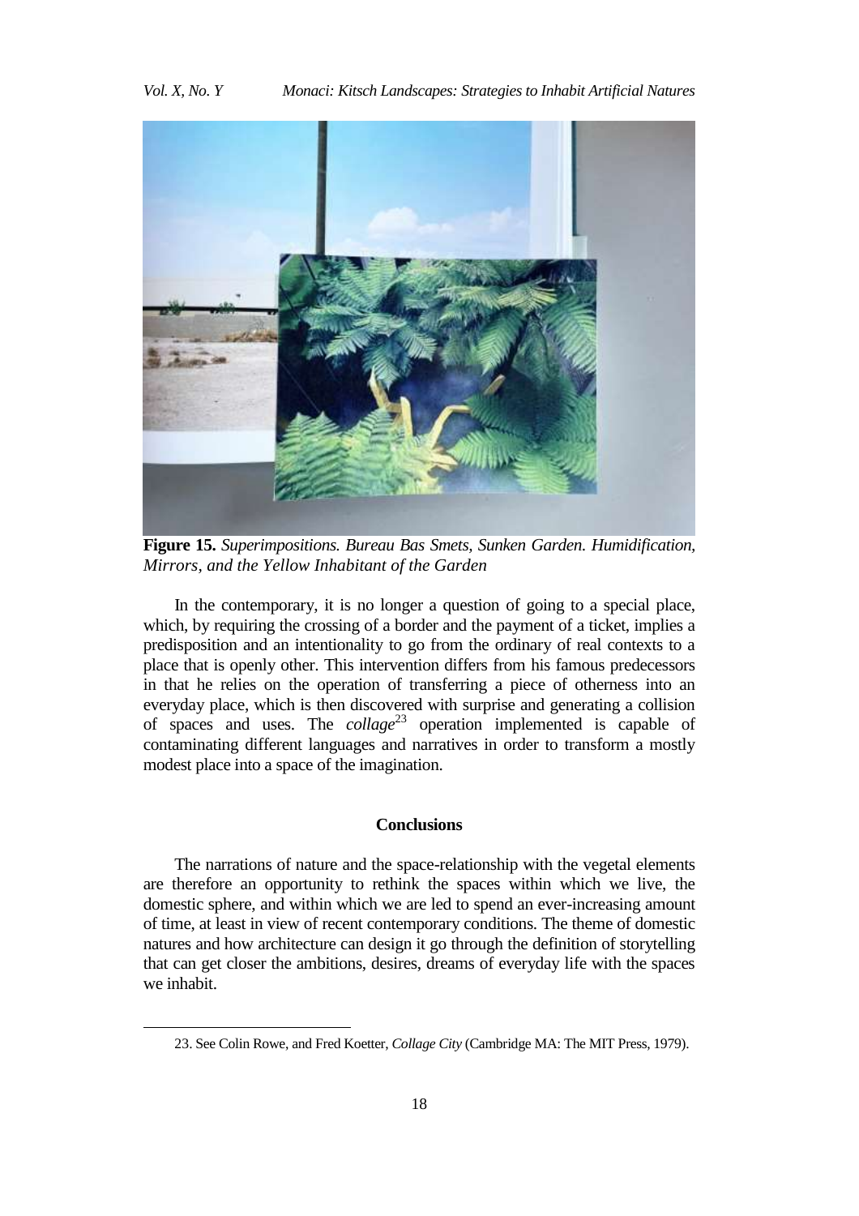**Figure 15.** *Superimpositions. Bureau Bas Smets, Sunken Garden. Humidification, Mirrors, and the Yellow Inhabitant of the Garden*

In the contemporary, it is no longer a question of going to a special place, which, by requiring the crossing of a border and the payment of a ticket, implies a predisposition and an intentionality to go from the ordinary of real contexts to a place that is openly other. This intervention differs from his famous predecessors in that he relies on the operation of transferring a piece of otherness into an everyday place, which is then discovered with surprise and generating a collision of spaces and uses. The *collage*[23] operation implemented is capable of contaminating different languages and narratives in order to transform a mostly modest place into a space of the imagination.

## Conclusions

The narrations of nature and the space-relationship with the vegetal elements are therefore an opportunity to rethink the spaces within which we live, the domestic sphere, and within which we are led to spend an ever-increasing amount of time, at least in view of recent contemporary conditions. The theme of domestic natures and how architecture can design it go through the definition of storytelling that can get closer the ambitions, desires, dreams of everyday life with the spaces we inhabit.

23. See Colin Rowe, and Fred Koetter, *Collage City* (Cambridge MA: The MIT Press, 1979).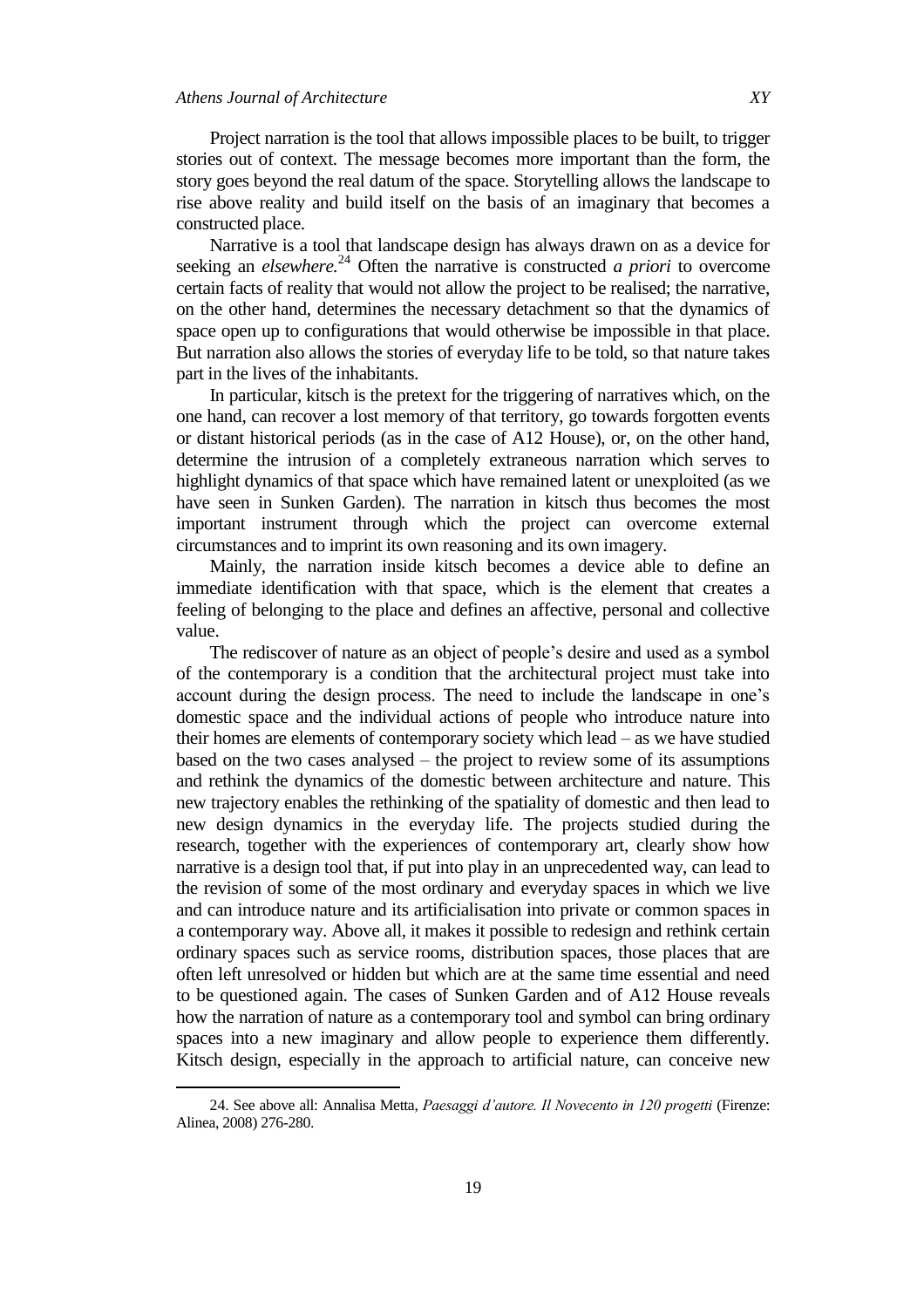Project narration is the tool that allows impossible places to be built, to trigger stories out of context. The message becomes more important than the form, the story goes beyond the real datum of the space. Storytelling allows the landscape to rise above reality and build itself on the basis of an imaginary that becomes a constructed place.

Narrative is a tool that landscape design has always drawn on as a device for seeking an *elsewhere.*[24] Often the narrative is constructed *a priori* to overcome certain facts of reality that would not allow the project to be realised; the narrative, on the other hand, determines the necessary detachment so that the dynamics of space open up to configurations that would otherwise be impossible in that place. But narration also allows the stories of everyday life to be told, so that nature takes part in the lives of the inhabitants.

In particular, kitsch is the pretext for the triggering of narratives which, on the one hand, can recover a lost memory of that territory, go towards forgotten events or distant historical periods (as in the case of A12 House), or, on the other hand, determine the intrusion of a completely extraneous narration which serves to highlight dynamics of that space which have remained latent or unexploited (as we have seen in Sunken Garden). The narration in kitsch thus becomes the most important instrument through which the project can overcome external circumstances and to imprint its own reasoning and its own imagery.

Mainly, the narration inside kitsch becomes a device able to define an immediate identification with that space, which is the element that creates a feeling of belonging to the place and defines an affective, personal and collective value.

The rediscover of nature as an object of people's desire and used as a symbol of the contemporary is a condition that the architectural project must take into account during the design process. The need to include the landscape in one's domestic space and the individual actions of people who introduce nature into their homes are elements of contemporary society which lead – as we have studied based on the two cases analysed – the project to review some of its assumptions and rethink the dynamics of the domestic between architecture and nature. This new trajectory enables the rethinking of the spatiality of domestic and then lead to new design dynamics in the everyday life. The projects studied during the research, together with the experiences of contemporary art, clearly show how narrative is a design tool that, if put into play in an unprecedented way, can lead to the revision of some of the most ordinary and everyday spaces in which we live and can introduce nature and its artificialisation into private or common spaces in a contemporary way. Above all, it makes it possible to redesign and rethink certain ordinary spaces such as service rooms, distribution spaces, those places that are often left unresolved or hidden but which are at the same time essential and need to be questioned again. The cases of Sunken Garden and of A12 House reveals how the narration of nature as a contemporary tool and symbol can bring ordinary spaces into a new imaginary and allow people to experience them differently. Kitsch design, especially in the approach to artificial nature, can conceive new

---

24. See above all: Annalisa Metta, *Paesaggi d'autore. Il Novecento in 120 progetti* (Firenze: Alinea, 2008) 276-280.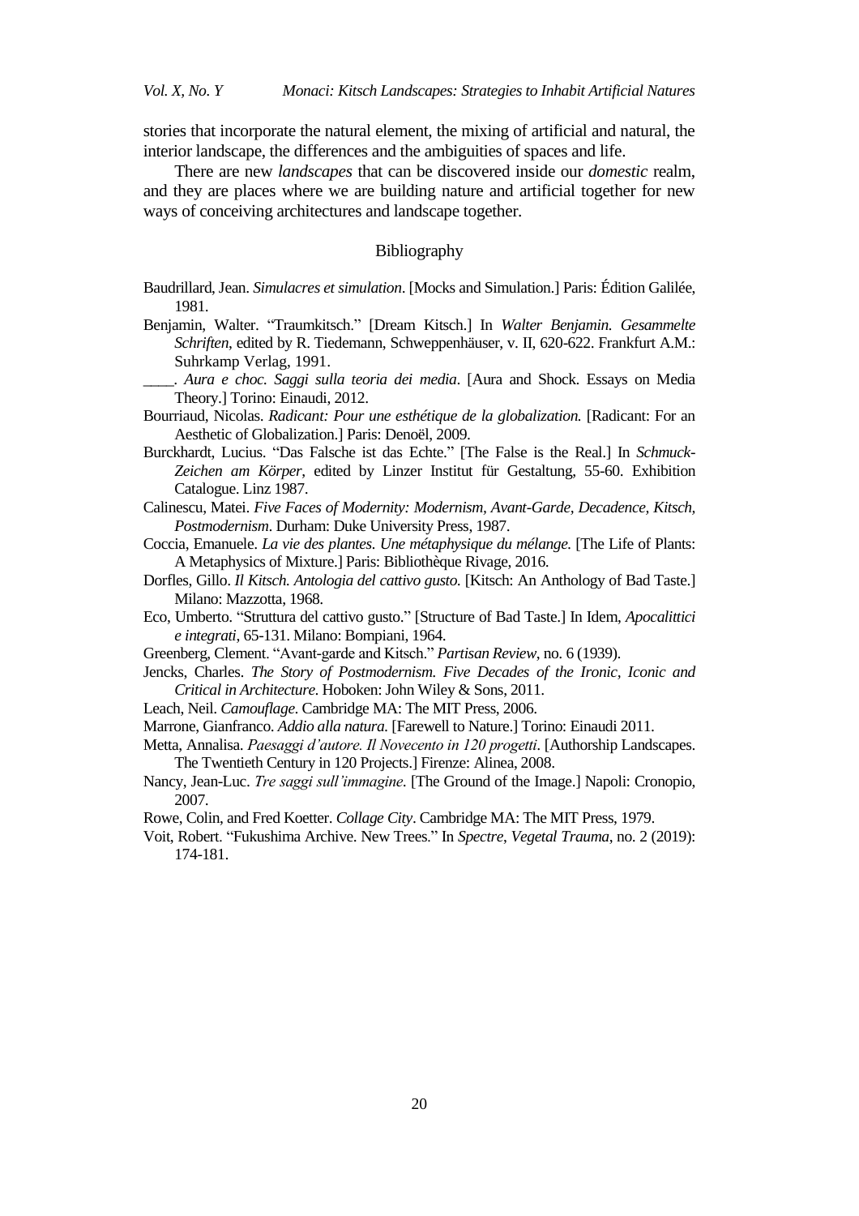stories that incorporate the natural element, the mixing of artificial and natural, the interior landscape, the differences and the ambiguities of spaces and life.

There are new *landscapes* that can be discovered inside our *domestic* realm, and they are places where we are building nature and artificial together for new ways of conceiving architectures and landscape together.

## Bibliography

Baudrillard, Jean. *Simulacres et simulation*. [Mocks and Simulation.] Paris: Édition Galilée, 1981.

Benjamin, Walter. "Traumkitsch." [Dream Kitsch.] In *Walter Benjamin. Gesammelte Schriften*, edited by R. Tiedemann, Schweppenhäuser, v. II, 620-622. Frankfurt A.M.: Suhrkamp Verlag, 1991.

____. *Aura e choc. Saggi sulla teoria dei media*. [Aura and Shock. Essays on Media Theory.] Torino: Einaudi, 2012.

Bourriaud, Nicolas. *Radicant: Pour une esthétique de la globalization.* [Radicant: For an Aesthetic of Globalization.] Paris: Denoël, 2009.

Burckhardt, Lucius. "Das Falsche ist das Echte." [The False is the Real.] In *Schmuck-Zeichen am Körper*, edited by Linzer Institut für Gestaltung, 55-60. Exhibition Catalogue. Linz 1987.

Calinescu, Matei. *Five Faces of Modernity: Modernism, Avant-Garde, Decadence, Kitsch, Postmodernism*. Durham: Duke University Press, 1987.

Coccia, Emanuele. *La vie des plantes. Une métaphysique du mélange.* [The Life of Plants: A Metaphysics of Mixture.] Paris: Bibliothèque Rivage, 2016.

Dorfles, Gillo. *Il Kitsch. Antologia del cattivo gusto.* [Kitsch: An Anthology of Bad Taste.] Milano: Mazzotta, 1968.

Eco, Umberto. "Struttura del cattivo gusto." [Structure of Bad Taste.] In Idem, *Apocalittici e integrati*, 65-131. Milano: Bompiani, 1964.

Greenberg, Clement. "Avant-garde and Kitsch." *Partisan Review*, no. 6 (1939).

Jencks, Charles. *The Story of Postmodernism. Five Decades of the Ironic, Iconic and Critical in Architecture*. Hoboken: John Wiley & Sons, 2011.

Leach, Neil. *Camouflage*. Cambridge MA: The MIT Press, 2006.

Marrone, Gianfranco. *Addio alla natura.* [Farewell to Nature.] Torino: Einaudi 2011.

Metta, Annalisa. *Paesaggi d'autore. Il Novecento in 120 progetti*. [Authorship Landscapes. The Twentieth Century in 120 Projects.] Firenze: Alinea, 2008.

Nancy, Jean-Luc. *Tre saggi sull'immagine*. [The Ground of the Image.] Napoli: Cronopio, 2007.

Rowe, Colin, and Fred Koetter. *Collage City*. Cambridge MA: The MIT Press, 1979.

Voit, Robert. "Fukushima Archive. New Trees." In *Spectre*, *Vegetal Trauma*, no. 2 (2019): 174-181.